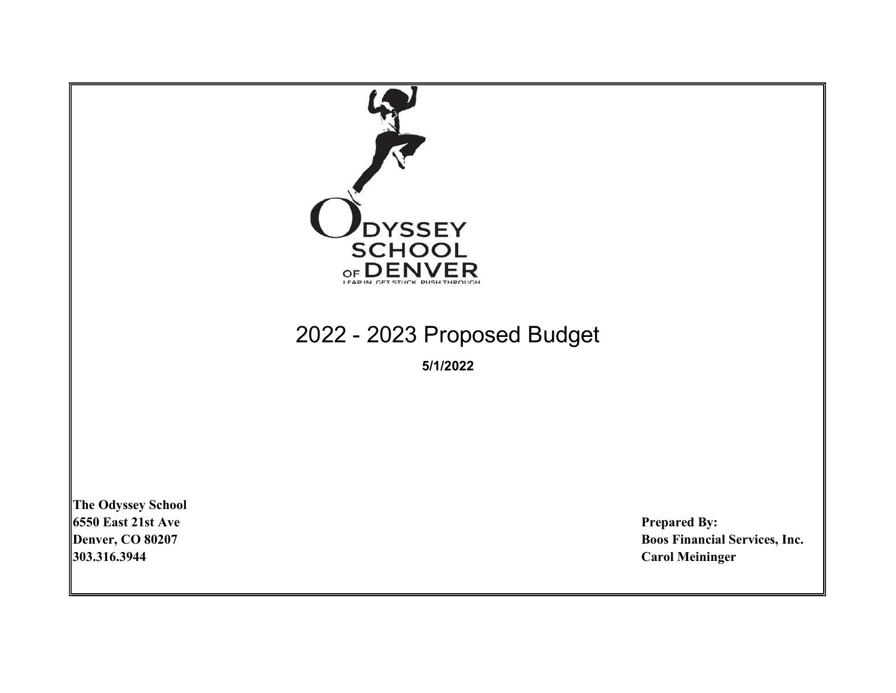ODYSSEY SCHOOL OF DENVER

LEAP IN. GET STUCK. PUSH THROUGH

# 2022 - 2023 Proposed Budget

**5/1/2022**

**The Odyssey School**
**6550 East 21st Ave**
**Denver, CO 80207**
**303.316.3944**

**Prepared By:**
**Boos Financial Services, Inc.**
**Carol Meininger**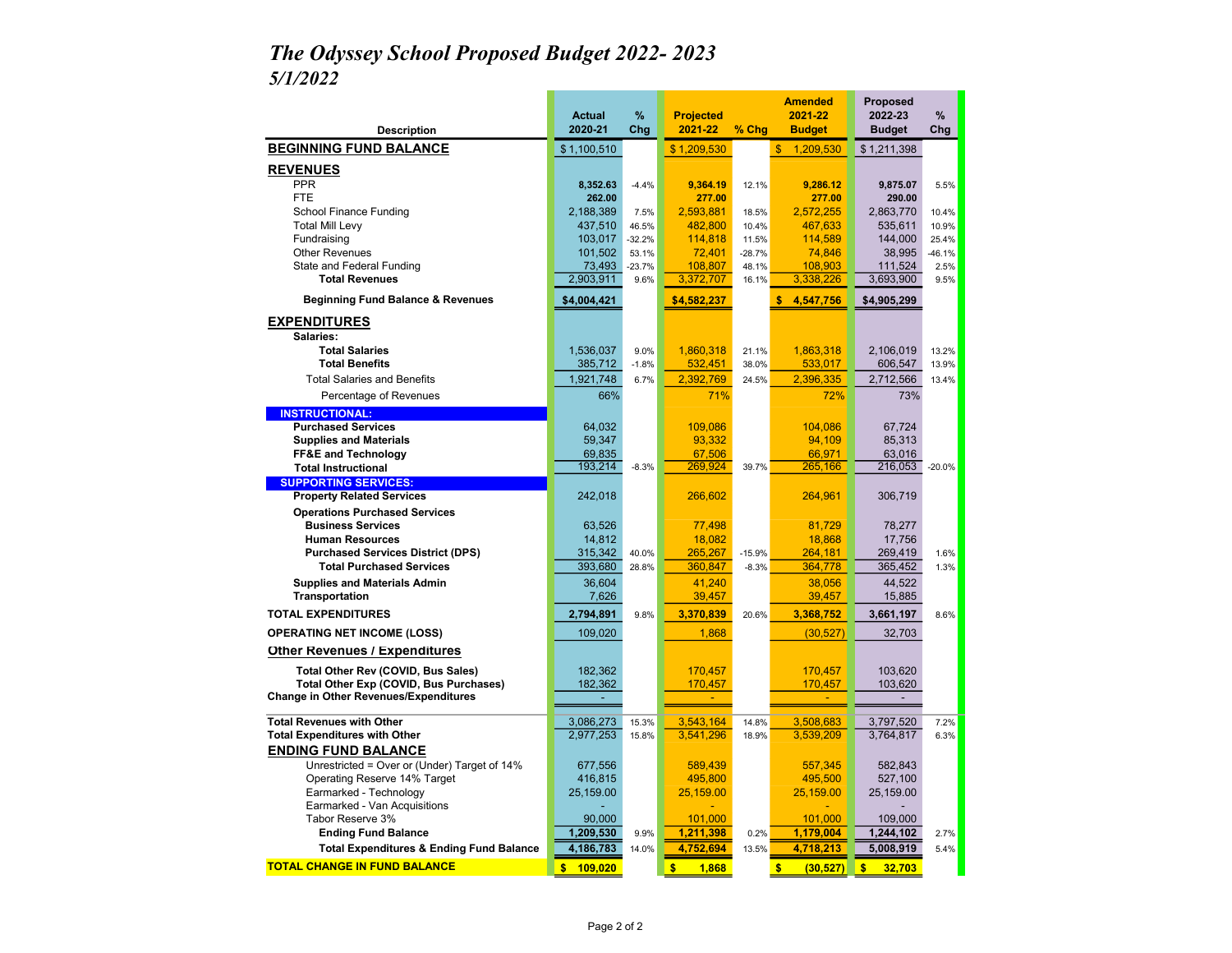# *The Odyssey School Proposed Budget 2022- 2023*

*5/1/2022*

| Description | Actual 2020-21 | % Chg | Projected 2021-22 | % Chg | Amended 2021-22 Budget | Proposed 2022-23 Budget | % Chg |
|---|---|---|---|---|---|---|---|
| **BEGINNING FUND BALANCE** | $ 1,100,510 | | $ 1,209,530 | | $ 1,209,530 | $ 1,211,398 | |
| **REVENUES** | | | | | | | |
| PPR | **8,352.63** | -4.4% | **9,364.19** | 12.1% | **9,286.12** | **9,875.07** | 5.5% |
| FTE | **262.00** | | **277.00** | | **277.00** | **290.00** | |
| School Finance Funding | 2,188,389 | 7.5% | 2,593,881 | 18.5% | 2,572,255 | 2,863,770 | 10.4% |
| Total Mill Levy | 437,510 | 46.5% | 482,800 | 10.4% | 467,633 | 535,611 | 10.9% |
| Fundraising | 103,017 | -32.2% | 114,818 | 11.5% | 114,589 | 144,000 | 25.4% |
| Other Revenues | 101,502 | 53.1% | 72,401 | -28.7% | 74,846 | 38,995 | -46.1% |
| State and Federal Funding | 73,493 | -23.7% | 108,807 | 48.1% | 108,903 | 111,524 | 2.5% |
| **Total Revenues** | 2,903,911 | 9.6% | 3,372,707 | 16.1% | 3,338,226 | 3,693,900 | 9.5% |
| **Beginning Fund Balance & Revenues** | **$4,004,421** | | **$4,582,237** | | **$ 4,547,756** | **$4,905,299** | |
| **EXPENDITURES** | | | | | | | |
| **Salaries:** | | | | | | | |
| **Total Salaries** | 1,536,037 | 9.0% | 1,860,318 | 21.1% | 1,863,318 | 2,106,019 | 13.2% |
| **Total Benefits** | 385,712 | -1.8% | 532,451 | 38.0% | 533,017 | 606,547 | 13.9% |
| Total Salaries and Benefits | 1,921,748 | 6.7% | 2,392,769 | 24.5% | 2,396,335 | 2,712,566 | 13.4% |
| Percentage of Revenues | 66% | | 71% | | 72% | 73% | |
| **INSTRUCTIONAL:** | | | | | | | |
| **Purchased Services** | 64,032 | | 109,086 | | 104,086 | 67,724 | |
| **Supplies and Materials** | 59,347 | | 93,332 | | 94,109 | 85,313 | |
| **FF&E and Technology** | 69,835 | | 67,506 | | 66,971 | 63,016 | |
| **Total Instructional** | 193,214 | -8.3% | 269,924 | 39.7% | 265,166 | 216,053 | -20.0% |
| **SUPPORTING SERVICES:** | | | | | | | |
| **Property Related Services** | 242,018 | | 266,602 | | 264,961 | 306,719 | |
| **Operations Purchased Services** | | | | | | | |
| **Business Services** | 63,526 | | 77,498 | | 81,729 | 78,277 | |
| **Human Resources** | 14,812 | | 18,082 | | 18,868 | 17,756 | |
| **Purchased Services District (DPS)** | 315,342 | 40.0% | 265,267 | -15.9% | 264,181 | 269,419 | 1.6% |
| **Total Purchased Services** | 393,680 | 28.8% | 360,847 | -8.3% | 364,778 | 365,452 | 1.3% |
| **Supplies and Materials Admin** | 36,604 | | 41,240 | | 38,056 | 44,522 | |
| **Transportation** | 7,626 | | 39,457 | | 39,457 | 15,885 | |
| **TOTAL EXPENDITURES** | **2,794,891** | 9.8% | **3,370,839** | 20.6% | **3,368,752** | **3,661,197** | 8.6% |
| **OPERATING NET INCOME (LOSS)** | 109,020 | | 1,868 | | (30,527) | 32,703 | |
| **Other Revenues / Expenditures** | | | | | | | |
| **Total Other Rev (COVID, Bus Sales)** | 182,362 | | 170,457 | | 170,457 | 103,620 | |
| **Total Other Exp (COVID, Bus Purchases)** | 182,362 | | 170,457 | | 170,457 | 103,620 | |
| **Change in Other Revenues/Expenditures** | - | | - | | - | - | |
| **Total Revenues with Other** | 3,086,273 | 15.3% | 3,543,164 | 14.8% | 3,508,683 | 3,797,520 | 7.2% |
| **Total Expenditures with Other** | 2,977,253 | 15.8% | 3,541,296 | 18.9% | 3,539,209 | 3,764,817 | 6.3% |
| **ENDING FUND BALANCE** | | | | | | | |
| Unrestricted = Over or (Under) Target of 14% | 677,556 | | 589,439 | | 557,345 | 582,843 | |
| Operating Reserve 14% Target | 416,815 | | 495,800 | | 495,500 | 527,100 | |
| Earmarked - Technology | 25,159.00 | | 25,159.00 | | 25,159.00 | 25,159.00 | |
| Earmarked - Van Acquisitions | - | | - | | - | - | |
| Tabor Reserve 3% | 90,000 | | 101,000 | | 101,000 | 109,000 | |
| **Ending Fund Balance** | **1,209,530** | 9.9% | **1,211,398** | 0.2% | **1,179,004** | **1,244,102** | 2.7% |
| **Total Expenditures & Ending Fund Balance** | **4,186,783** | 14.0% | **4,752,694** | 13.5% | **4,718,213** | **5,008,919** | 5.4% |
| **TOTAL CHANGE IN FUND BALANCE** | **$ 109,020** | | **$ 1,868** | | **$ (30,527)** | **$ 32,703** | |